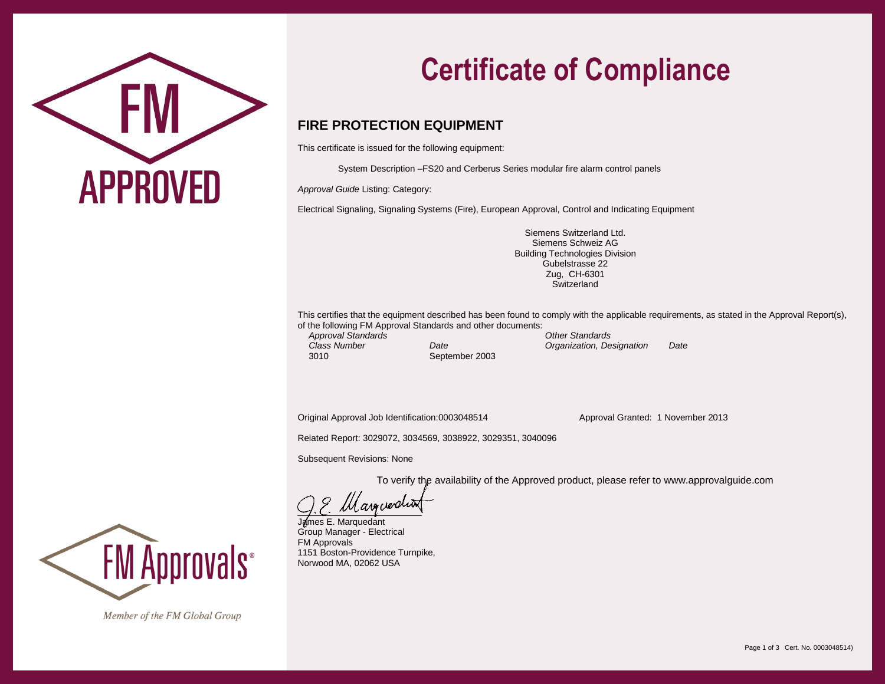FM

APPROVED

# Certificate of Compliance

## FIRE PROTECTION EQUIPMENT

This certificate is issued for the following equipment:

System Description –FS20 and Cerberus Series modular fire alarm control panels

*Approval Guide* Listing: Category:

Electrical Signaling, Signaling Systems (Fire), European Approval, Control and Indicating Equipment

Siemens Switzerland Ltd.
Siemens Schweiz AG
Building Technologies Division
Gubelstrasse 22
Zug, CH-6301
Switzerland

This certifies that the equipment described has been found to comply with the applicable requirements, as stated in the Approval Report(s), of the following FM Approval Standards and other documents:

| *Approval Standards* | | *Other Standards* | |
|---|---|---|---|
| *Class Number* | *Date* | *Organization, Designation* | *Date* |
| 3010 | September 2003 | | |

Original Approval Job Identification:0003048514

Approval Granted: 1 November 2013

Related Report: 3029072, 3034569, 3038922, 3029351, 3040096

Subsequent Revisions: None

To verify the availability of the Approved product, please refer to www.approvalguide.com

James E. Marquedant
Group Manager - Electrical
FM Approvals
1151 Boston-Providence Turnpike,
Norwood MA, 02062 USA

FM Approvals®

*Member of the FM Global Group*

Cert. No. 0003048514)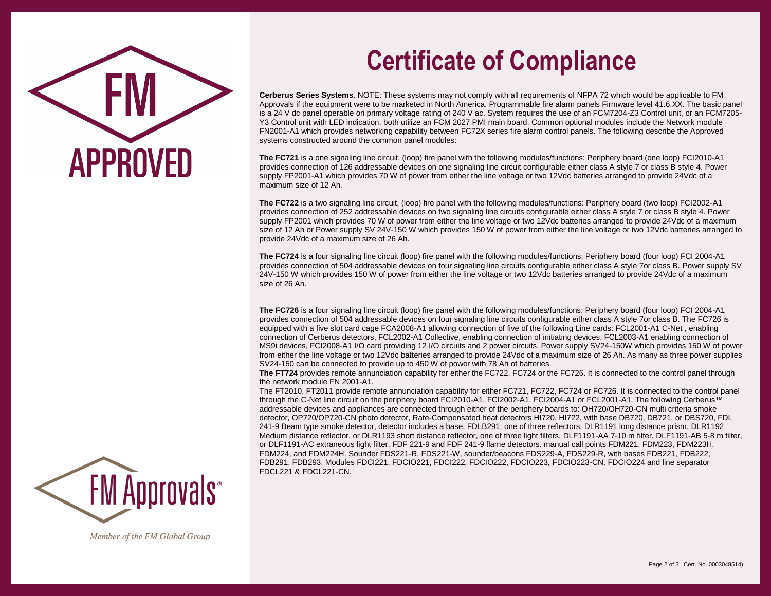FM

APPROVED

# Certificate of Compliance

**Cerberus Series Systems**. NOTE: These systems may not comply with all requirements of NFPA 72 which would be applicable to FM Approvals if the equipment were to be marketed in North America. Programmable fire alarm panels Firmware level 41.6.XX. The basic panel is a 24 V dc panel operable on primary voltage rating of 240 V ac. System requires the use of an FCM7204-Z3 Control unit, or an FCM7205-Y3 Control unit with LED indication, both utilize an FCM 2027 PMI main board. Common optional modules include the Network module FN2001-A1 which provides networking capability between FC72X series fire alarm control panels. The following describe the Approved systems constructed around the common panel modules:

**The FC721** is a one signaling line circuit, (loop) fire panel with the following modules/functions: Periphery board (one loop) FCI2010-A1 provides connection of 126 addressable devices on one signaling line circuit configurable either class A style 7 or class B style 4. Power supply FP2001-A1 which provides 70 W of power from either the line voltage or two 12Vdc batteries arranged to provide 24Vdc of a maximum size of 12 Ah.

**The FC722** is a two signaling line circuit, (loop) fire panel with the following modules/functions: Periphery board (two loop) FCI2002-A1 provides connection of 252 addressable devices on two signaling line circuits configurable either class A style 7 or class B style 4. Power supply FP2001 which provides 70 W of power from either the line voltage or two 12Vdc batteries arranged to provide 24Vdc of a maximum size of 12 Ah or Power supply SV 24V-150 W which provides 150 W of power from either the line voltage or two 12Vdc batteries arranged to provide 24Vdc of a maximum size of 26 Ah.

**The FC724** is a four signaling line circuit (loop) fire panel with the following modules/functions: Periphery board (four loop) FCI 2004-A1 provides connection of 504 addressable devices on four signaling line circuits configurable either class A style 7or class B. Power supply SV 24V-150 W which provides 150 W of power from either the line voltage or two 12Vdc batteries arranged to provide 24Vdc of a maximum size of 26 Ah.

**The FC726** is a four signaling line circuit (loop) fire panel with the following modules/functions: Periphery board (four loop) FCI 2004-A1 provides connection of 504 addressable devices on four signaling line circuits configurable either class A style 7or class B. The FC726 is equipped with a five slot card cage FCA2008-A1 allowing connection of five of the following Line cards: FCL2001-A1 C-Net , enabling connection of Cerberus detectors, FCL2002-A1 Collective, enabling connection of initiating devices, FCL2003-A1 enabling connection of MS9i devices, FCI2008-A1 I/O card providing 12 I/O circuits and 2 power circuits. Power supply SV24-150W which provides 150 W of power from either the line voltage or two 12Vdc batteries arranged to provide 24Vdc of a maximum size of 26 Ah. As many as three power supplies SV24-150 can be connected to provide up to 450 W of power with 78 Ah of batteries.

**The FT724** provides remote annunciation capability for either the FC722, FC724 or the FC726. It is connected to the control panel through the network module FN 2001-A1.

The FT2010, FT2011 provide remote annunciation capability for either FC721, FC722, FC724 or FC726. It is connected to the control panel through the C-Net line circuit on the periphery board FCI2010-A1, FCI2002-A1, FCI2004-A1 or FCL2001-A1. The following Cerberus™ addressable devices and appliances are connected through either of the periphery boards to: OH720/OH720-CN multi criteria smoke detector, OP720/OP720-CN photo detector, Rate-Compensated heat detectors HI720, HI722, with base DB720, DB721, or DBS720, FDL 241-9 Beam type smoke detector, detector includes a base, FDLB291; one of three reflectors, DLR1191 long distance prism, DLR1192 Medium distance reflector, or DLR1193 short distance reflector, one of three light filters, DLF1191-AA 7-10 m filter, DLF1191-AB 5-8 m filter, or DLF1191-AC extraneous light filter. FDF 221-9 and FDF 241-9 flame detectors. manual call points FDM221, FDM223, FDM223H, FDM224, and FDM224H. Sounder FDS221-R, FDS221-W, sounder/beacons FDS229-A, FDS229-R, with bases FDB221, FDB222, FDB291, FDB293. Modules FDCI221, FDCIO221, FDCI222, FDCIO222, FDCIO223, FDCIO223-CN, FDCIO224 and line separator FDCL221 & FDCL221-CN.

FM Approvals®

*Member of the FM Global Group*

Cert. No. 0003048514)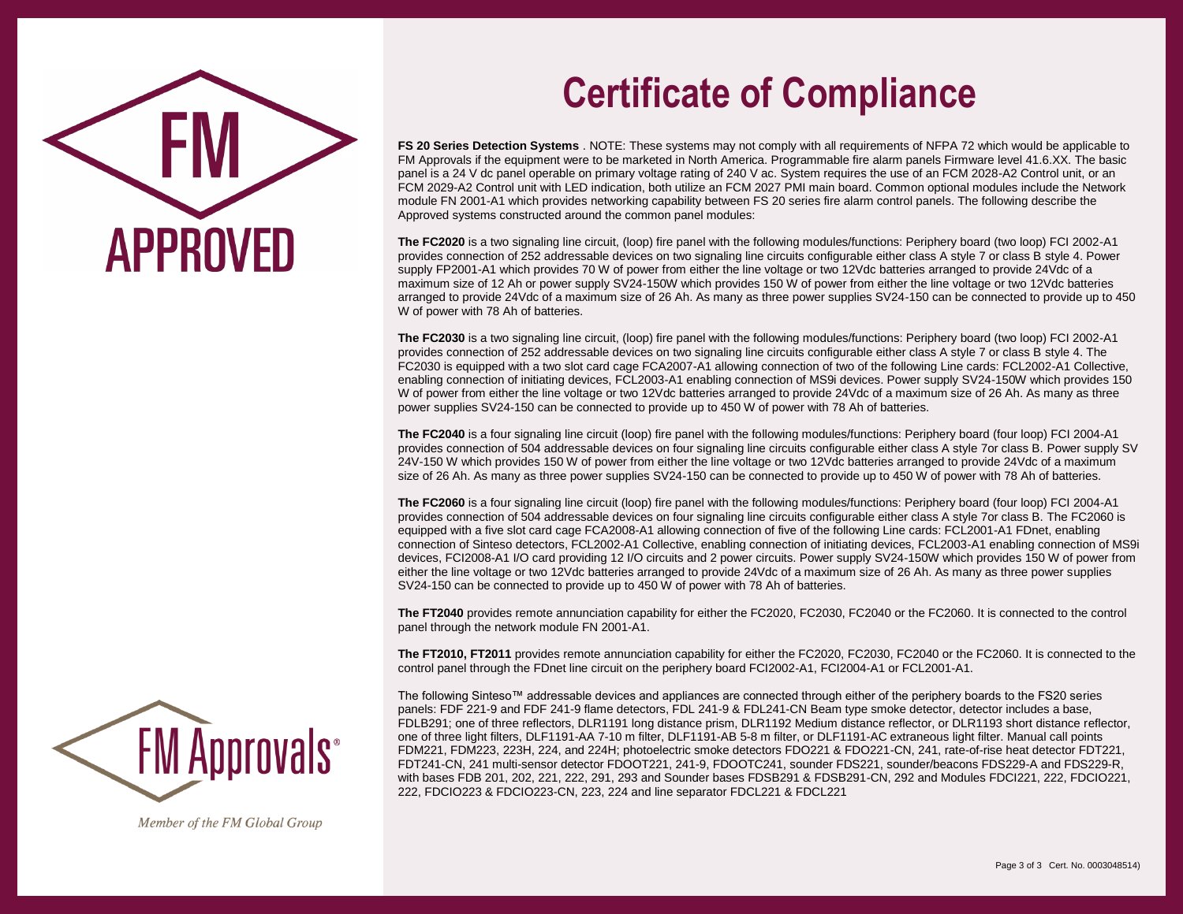# Certificate of Compliance

**FS 20 Series Detection Systems** . NOTE: These systems may not comply with all requirements of NFPA 72 which would be applicable to FM Approvals if the equipment were to be marketed in North America. Programmable fire alarm panels Firmware level 41.6.XX. The basic panel is a 24 V dc panel operable on primary voltage rating of 240 V ac. System requires the use of an FCM 2028-A2 Control unit, or an FCM 2029-A2 Control unit with LED indication, both utilize an FCM 2027 PMI main board. Common optional modules include the Network module FN 2001-A1 which provides networking capability between FS 20 series fire alarm control panels. The following describe the Approved systems constructed around the common panel modules:

**The FC2020** is a two signaling line circuit, (loop) fire panel with the following modules/functions: Periphery board (two loop) FCI 2002-A1 provides connection of 252 addressable devices on two signaling line circuits configurable either class A style 7 or class B style 4. Power supply FP2001-A1 which provides 70 W of power from either the line voltage or two 12Vdc batteries arranged to provide 24Vdc of a maximum size of 12 Ah or power supply SV24-150W which provides 150 W of power from either the line voltage or two 12Vdc batteries arranged to provide 24Vdc of a maximum size of 26 Ah. As many as three power supplies SV24-150 can be connected to provide up to 450 W of power with 78 Ah of batteries.

**The FC2030** is a two signaling line circuit, (loop) fire panel with the following modules/functions: Periphery board (two loop) FCI 2002-A1 provides connection of 252 addressable devices on two signaling line circuits configurable either class A style 7 or class B style 4. The FC2030 is equipped with a two slot card cage FCA2007-A1 allowing connection of two of the following Line cards: FCL2002-A1 Collective, enabling connection of initiating devices, FCL2003-A1 enabling connection of MS9i devices. Power supply SV24-150W which provides 150 W of power from either the line voltage or two 12Vdc batteries arranged to provide 24Vdc of a maximum size of 26 Ah. As many as three power supplies SV24-150 can be connected to provide up to 450 W of power with 78 Ah of batteries.

**The FC2040** is a four signaling line circuit (loop) fire panel with the following modules/functions: Periphery board (four loop) FCI 2004-A1 provides connection of 504 addressable devices on four signaling line circuits configurable either class A style 7or class B. Power supply SV 24V-150 W which provides 150 W of power from either the line voltage or two 12Vdc batteries arranged to provide 24Vdc of a maximum size of 26 Ah. As many as three power supplies SV24-150 can be connected to provide up to 450 W of power with 78 Ah of batteries.

**The FC2060** is a four signaling line circuit (loop) fire panel with the following modules/functions: Periphery board (four loop) FCI 2004-A1 provides connection of 504 addressable devices on four signaling line circuits configurable either class A style 7or class B. The FC2060 is equipped with a five slot card cage FCA2008-A1 allowing connection of five of the following Line cards: FCL2001-A1 FDnet, enabling connection of Sinteso detectors, FCL2002-A1 Collective, enabling connection of initiating devices, FCL2003-A1 enabling connection of MS9i devices, FCI2008-A1 I/O card providing 12 I/O circuits and 2 power circuits. Power supply SV24-150W which provides 150 W of power from either the line voltage or two 12Vdc batteries arranged to provide 24Vdc of a maximum size of 26 Ah. As many as three power supplies SV24-150 can be connected to provide up to 450 W of power with 78 Ah of batteries.

**The FT2040** provides remote annunciation capability for either the FC2020, FC2030, FC2040 or the FC2060. It is connected to the control panel through the network module FN 2001-A1.

**The FT2010, FT2011** provides remote annunciation capability for either the FC2020, FC2030, FC2040 or the FC2060. It is connected to the control panel through the FDnet line circuit on the periphery board FCI2002-A1, FCI2004-A1 or FCL2001-A1.

The following Sinteso™ addressable devices and appliances are connected through either of the periphery boards to the FS20 series panels: FDF 221-9 and FDF 241-9 flame detectors, FDL 241-9 & FDL241-CN Beam type smoke detector, detector includes a base, FDLB291; one of three reflectors, DLR1191 long distance prism, DLR1192 Medium distance reflector, or DLR1193 short distance reflector, one of three light filters, DLF1191-AA 7-10 m filter, DLF1191-AB 5-8 m filter, or DLF1191-AC extraneous light filter. Manual call points FDM221, FDM223, 223H, 224, and 224H; photoelectric smoke detectors FDO221 & FDO221-CN, 241, rate-of-rise heat detector FDT221, FDT241-CN, 241 multi-sensor detector FDOOT221, 241-9, FDOOTC241, sounder FDS221, sounder/beacons FDS229-A and FDS229-R, with bases FDB 201, 202, 221, 222, 291, 293 and Sounder bases FDSB291 & FDSB291-CN, 292 and Modules FDCI221, 222, FDCIO221, 222, FDCIO223 & FDCIO223-CN, 223, 224 and line separator FDCL221 & FDCL221

Cert. No. 0003048514)